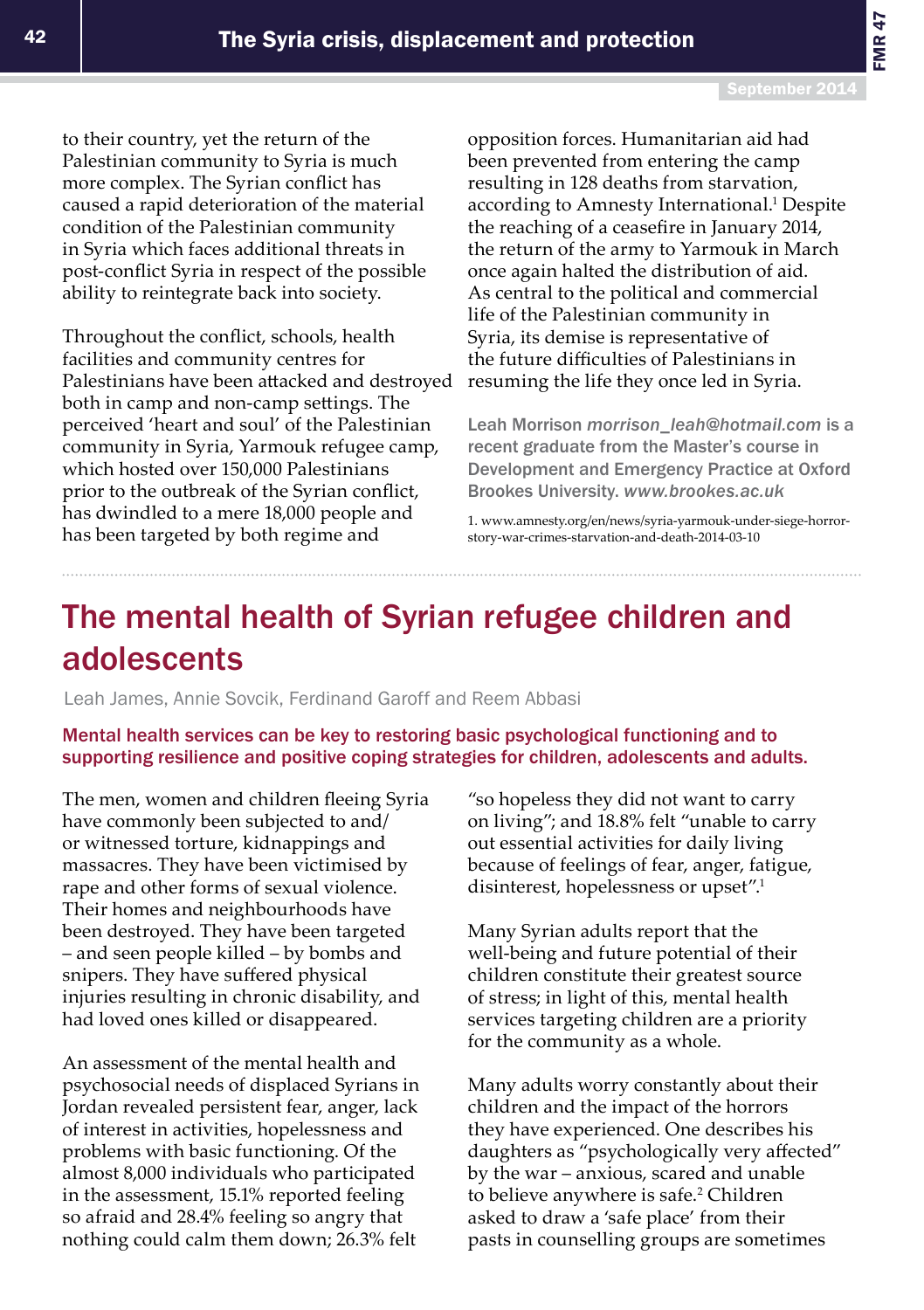to their country, yet the return of the Palestinian community to Syria is much more complex. The Syrian conflict has caused a rapid deterioration of the material condition of the Palestinian community in Syria which faces additional threats in post-conflict Syria in respect of the possible ability to reintegrate back into society.

Throughout the conflict, schools, health facilities and community centres for Palestinians have been attacked and destroyed both in camp and non-camp settings. The perceived 'heart and soul' of the Palestinian community in Syria, Yarmouk refugee camp, which hosted over 150,000 Palestinians prior to the outbreak of the Syrian conflict, has dwindled to a mere 18,000 people and has been targeted by both regime and opposition forces. Humanitarian aid had been prevented from entering the camp resulting in 128 deaths from starvation, according to Amnesty International.[1] Despite the reaching of a ceasefire in January 2014, the return of the army to Yarmouk in March once again halted the distribution of aid. As central to the political and commercial life of the Palestinian community in Syria, its demise is representative of the future difficulties of Palestinians in resuming the life they once led in Syria.

Leah Morrison *morrison_leah@hotmail.com* is a recent graduate from the Master's course in Development and Emergency Practice at Oxford Brookes University. *www.brookes.ac.uk*

1. www.amnesty.org/en/news/syria-yarmouk-under-siege-horror-story-war-crimes-starvation-and-death-2014-03-10

# The mental health of Syrian refugee children and adolescents

Leah James, Annie Sovcik, Ferdinand Garoff and Reem Abbasi

**Mental health services can be key to restoring basic psychological functioning and to supporting resilience and positive coping strategies for children, adolescents and adults.**

The men, women and children fleeing Syria have commonly been subjected to and/or witnessed torture, kidnappings and massacres. They have been victimised by rape and other forms of sexual violence. Their homes and neighbourhoods have been destroyed. They have been targeted – and seen people killed – by bombs and snipers. They have suffered physical injuries resulting in chronic disability, and had loved ones killed or disappeared.

An assessment of the mental health and psychosocial needs of displaced Syrians in Jordan revealed persistent fear, anger, lack of interest in activities, hopelessness and problems with basic functioning. Of the almost 8,000 individuals who participated in the assessment, 15.1% reported feeling so afraid and 28.4% feeling so angry that nothing could calm them down; 26.3% felt "so hopeless they did not want to carry on living"; and 18.8% felt "unable to carry out essential activities for daily living because of feelings of fear, anger, fatigue, disinterest, hopelessness or upset".[1]

Many Syrian adults report that the well-being and future potential of their children constitute their greatest source of stress; in light of this, mental health services targeting children are a priority for the community as a whole.

Many adults worry constantly about their children and the impact of the horrors they have experienced. One describes his daughters as "psychologically very affected" by the war – anxious, scared and unable to believe anywhere is safe.[2] Children asked to draw a 'safe place' from their pasts in counselling groups are sometimes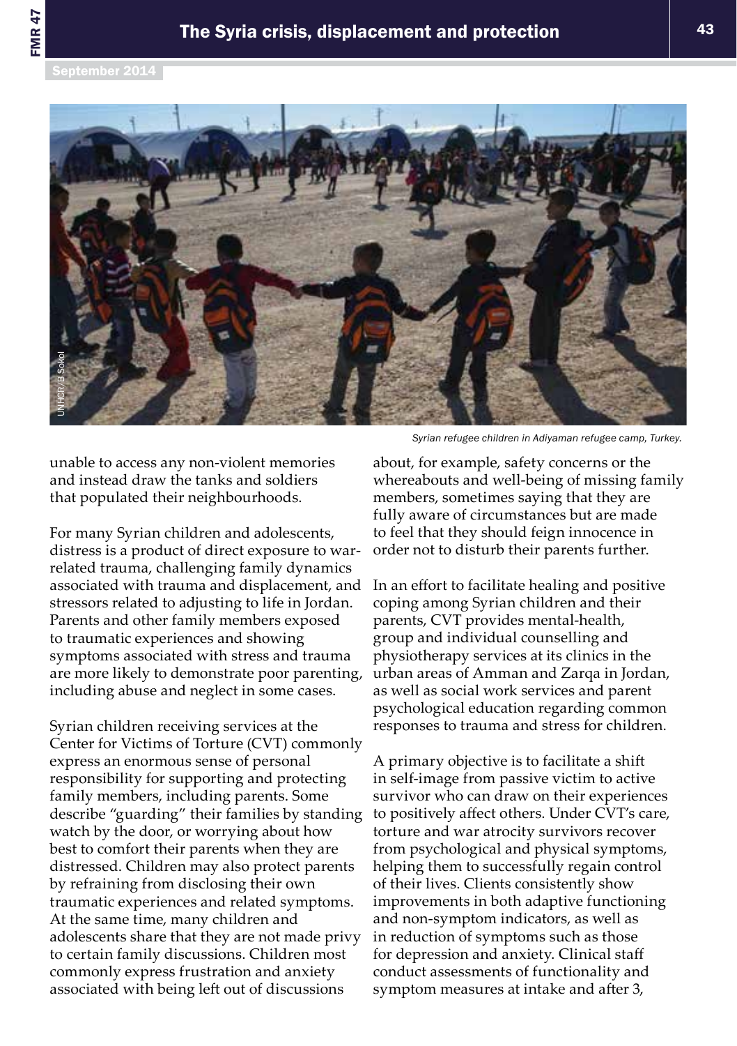Syrian refugee children in Adiyaman refugee camp, Turkey.

unable to access any non-violent memories and instead draw the tanks and soldiers that populated their neighbourhoods.

For many Syrian children and adolescents, distress is a product of direct exposure to war-related trauma, challenging family dynamics associated with trauma and displacement, and stressors related to adjusting to life in Jordan. Parents and other family members exposed to traumatic experiences and showing symptoms associated with stress and trauma are more likely to demonstrate poor parenting, including abuse and neglect in some cases.

Syrian children receiving services at the Center for Victims of Torture (CVT) commonly express an enormous sense of personal responsibility for supporting and protecting family members, including parents. Some describe "guarding" their families by standing watch by the door, or worrying about how best to comfort their parents when they are distressed. Children may also protect parents by refraining from disclosing their own traumatic experiences and related symptoms. At the same time, many children and adolescents share that they are not made privy to certain family discussions. Children most commonly express frustration and anxiety associated with being left out of discussions about, for example, safety concerns or the whereabouts and well-being of missing family members, sometimes saying that they are fully aware of circumstances but are made to feel that they should feign innocence in order not to disturb their parents further.

In an effort to facilitate healing and positive coping among Syrian children and their parents, CVT provides mental-health, group and individual counselling and physiotherapy services at its clinics in the urban areas of Amman and Zarqa in Jordan, as well as social work services and parent psychological education regarding common responses to trauma and stress for children.

A primary objective is to facilitate a shift in self-image from passive victim to active survivor who can draw on their experiences to positively affect others. Under CVT's care, torture and war atrocity survivors recover from psychological and physical symptoms, helping them to successfully regain control of their lives. Clients consistently show improvements in both adaptive functioning and non-symptom indicators, as well as in reduction of symptoms such as those for depression and anxiety. Clinical staff conduct assessments of functionality and symptom measures at intake and after 3,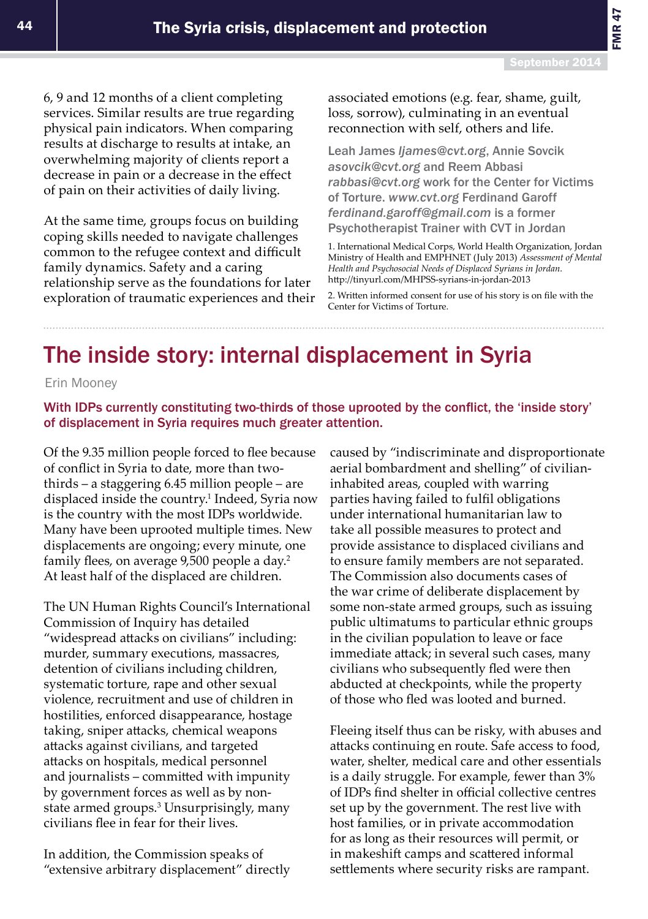6, 9 and 12 months of a client completing services. Similar results are true regarding physical pain indicators. When comparing results at discharge to results at intake, an overwhelming majority of clients report a decrease in pain or a decrease in the effect of pain on their activities of daily living.

At the same time, groups focus on building coping skills needed to navigate challenges common to the refugee context and difficult family dynamics. Safety and a caring relationship serve as the foundations for later exploration of traumatic experiences and their associated emotions (e.g. fear, shame, guilt, loss, sorrow), culminating in an eventual reconnection with self, others and life.

Leah James *ljames@cvt.org*, Annie Sovcik *asovcik@cvt.org* and Reem Abbasi *rabbasi@cvt.org* work for the Center for Victims of Torture. *www.cvt.org* Ferdinand Garoff *ferdinand.garoff@gmail.com* is a former Psychotherapist Trainer with CVT in Jordan

1. International Medical Corps, World Health Organization, Jordan Ministry of Health and EMPHNET (July 2013) *Assessment of Mental Health and Psychosocial Needs of Displaced Syrians in Jordan*. http://tinyurl.com/MHPSS-syrians-in-jordan-2013

2. Written informed consent for use of his story is on file with the Center for Victims of Torture.

# The inside story: internal displacement in Syria

Erin Mooney

**With IDPs currently constituting two-thirds of those uprooted by the conflict, the 'inside story' of displacement in Syria requires much greater attention.**

Of the 9.35 million people forced to flee because of conflict in Syria to date, more than two-thirds – a staggering 6.45 million people – are displaced inside the country.[1] Indeed, Syria now is the country with the most IDPs worldwide. Many have been uprooted multiple times. New displacements are ongoing; every minute, one family flees, on average 9,500 people a day.[2] At least half of the displaced are children.

The UN Human Rights Council's International Commission of Inquiry has detailed "widespread attacks on civilians" including: murder, summary executions, massacres, detention of civilians including children, systematic torture, rape and other sexual violence, recruitment and use of children in hostilities, enforced disappearance, hostage taking, sniper attacks, chemical weapons attacks against civilians, and targeted attacks on hospitals, medical personnel and journalists – committed with impunity by government forces as well as by non-state armed groups.[3] Unsurprisingly, many civilians flee in fear for their lives.

In addition, the Commission speaks of "extensive arbitrary displacement" directly caused by "indiscriminate and disproportionate aerial bombardment and shelling" of civilian-inhabited areas, coupled with warring parties having failed to fulfil obligations under international humanitarian law to take all possible measures to protect and provide assistance to displaced civilians and to ensure family members are not separated. The Commission also documents cases of the war crime of deliberate displacement by some non-state armed groups, such as issuing public ultimatums to particular ethnic groups in the civilian population to leave or face immediate attack; in several such cases, many civilians who subsequently fled were then abducted at checkpoints, while the property of those who fled was looted and burned.

Fleeing itself thus can be risky, with abuses and attacks continuing en route. Safe access to food, water, shelter, medical care and other essentials is a daily struggle. For example, fewer than 3% of IDPs find shelter in official collective centres set up by the government. The rest live with host families, or in private accommodation for as long as their resources will permit, or in makeshift camps and scattered informal settlements where security risks are rampant.